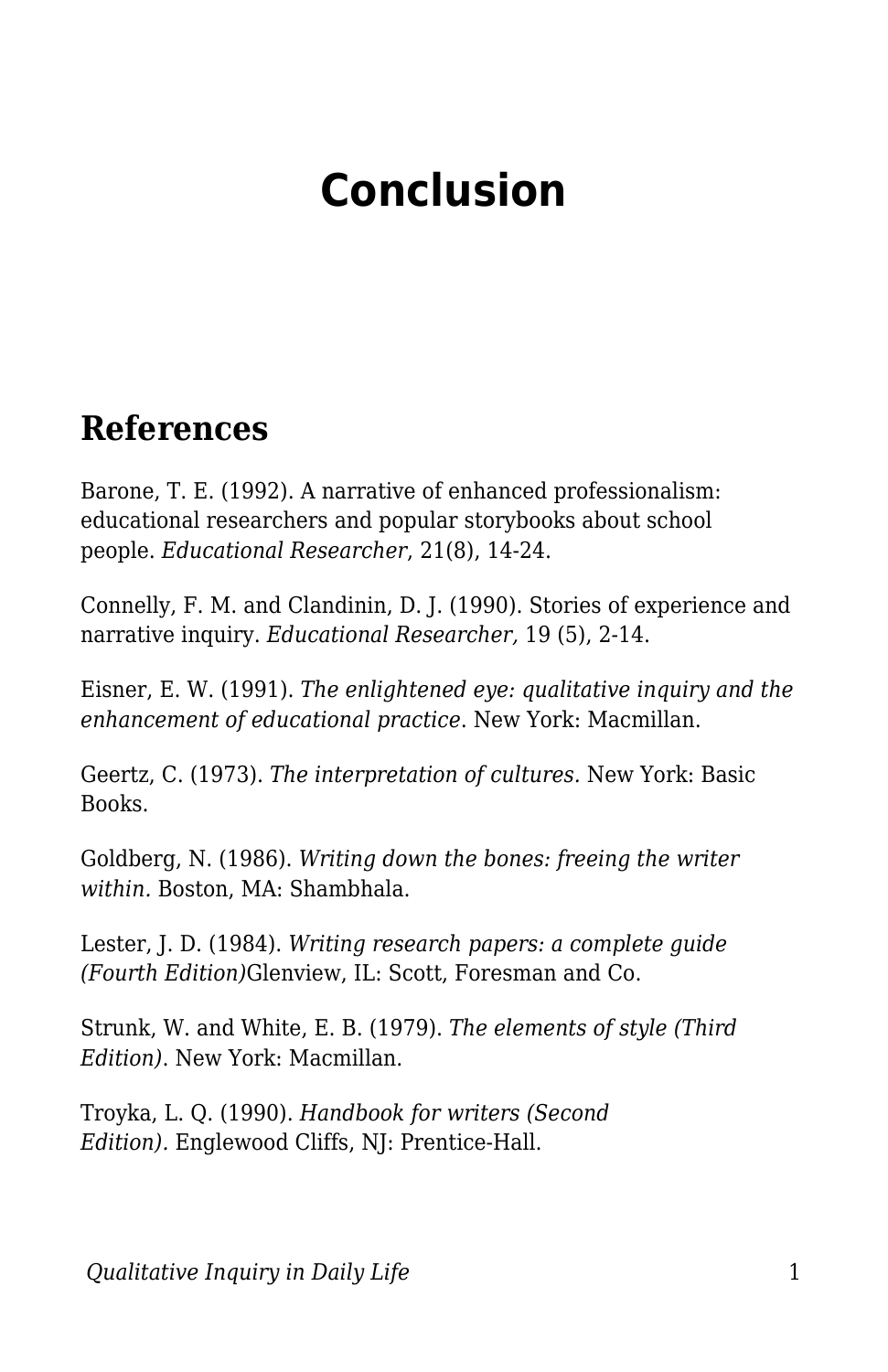# Conclusion

## References

Barone, T. E. (1992). A narrative of enhanced professionalism: educational researchers and popular storybooks about school people. *Educational Researcher*, 21(8), 14-24.

Connelly, F. M. and Clandinin, D. J. (1990). Stories of experience and narrative inquiry. *Educational Researcher,* 19 (5), 2-14.

Eisner, E. W. (1991). *The enlightened eye: qualitative inquiry and the enhancement of educational practice*. New York: Macmillan.

Geertz, C. (1973). *The interpretation of cultures.* New York: Basic Books.

Goldberg, N. (1986). *Writing down the bones: freeing the writer within.* Boston, MA: Shambhala.

Lester, J. D. (1984). *Writing research papers: a complete guide (Fourth Edition)*Glenview, IL: Scott, Foresman and Co.

Strunk, W. and White, E. B. (1979). *The elements of style (Third Edition).* New York: Macmillan.

Troyka, L. Q. (1990). *Handbook for writers (Second Edition).* Englewood Cliffs, NJ: Prentice-Hall.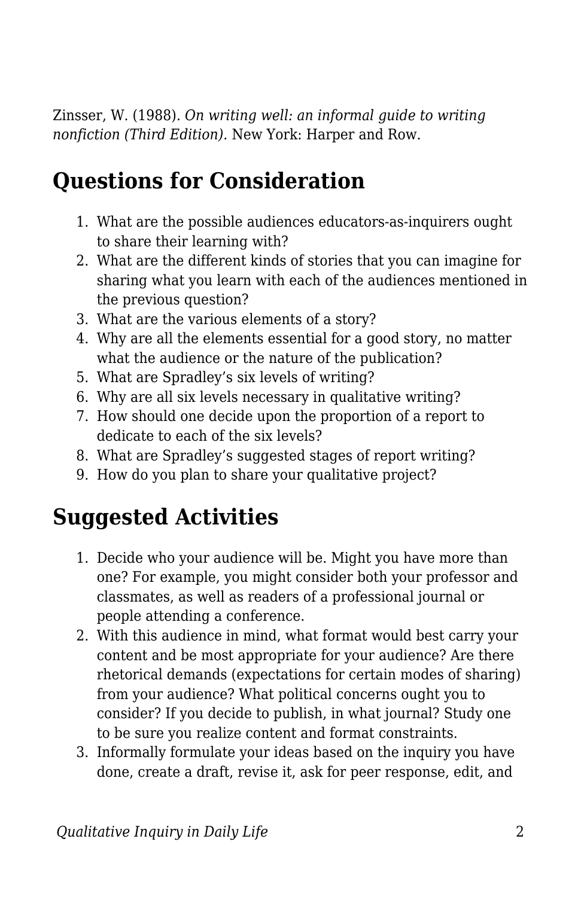Zinsser, W. (1988). *On writing well: an informal guide to writing nonfiction (Third Edition).* New York: Harper and Row.

## Questions for Consideration

1. What are the possible audiences educators-as-inquirers ought to share their learning with?
2. What are the different kinds of stories that you can imagine for sharing what you learn with each of the audiences mentioned in the previous question?
3. What are the various elements of a story?
4. Why are all the elements essential for a good story, no matter what the audience or the nature of the publication?
5. What are Spradley's six levels of writing?
6. Why are all six levels necessary in qualitative writing?
7. How should one decide upon the proportion of a report to dedicate to each of the six levels?
8. What are Spradley's suggested stages of report writing?
9. How do you plan to share your qualitative project?

## Suggested Activities

1. Decide who your audience will be. Might you have more than one? For example, you might consider both your professor and classmates, as well as readers of a professional journal or people attending a conference.
2. With this audience in mind, what format would best carry your content and be most appropriate for your audience? Are there rhetorical demands (expectations for certain modes of sharing) from your audience? What political concerns ought you to consider? If you decide to publish, in what journal? Study one to be sure you realize content and format constraints.
3. Informally formulate your ideas based on the inquiry you have done, create a draft, revise it, ask for peer response, edit, and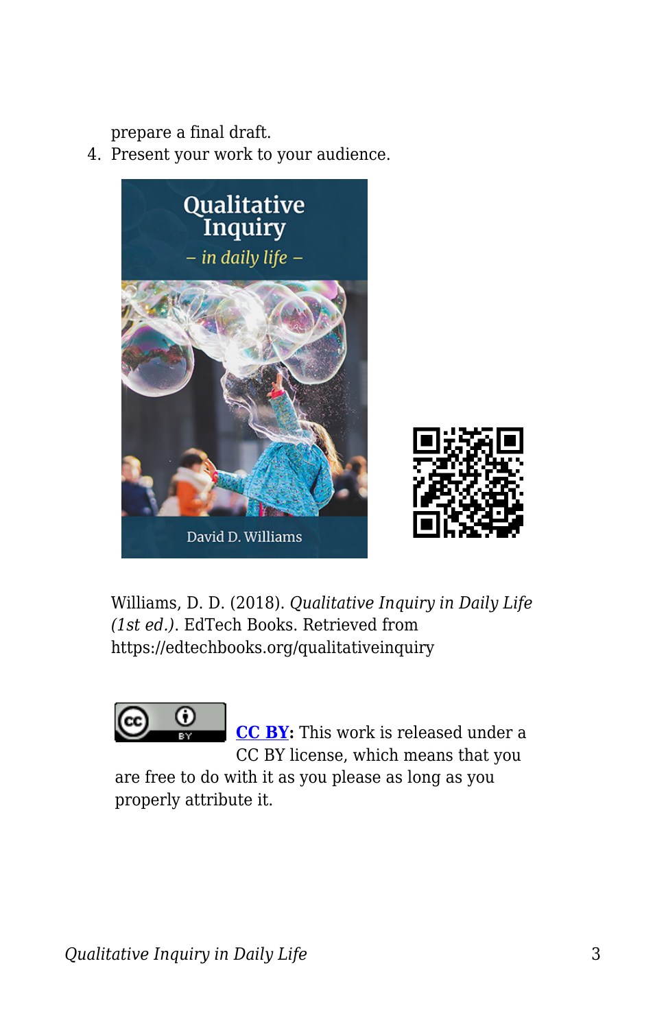prepare a final draft.

4. Present your work to your audience.

Williams, D. D. (2018). *Qualitative Inquiry in Daily Life (1st ed.)*. EdTech Books. Retrieved from https://edtechbooks.org/qualitativeinquiry

**CC BY:** This work is released under a CC BY license, which means that you are free to do with it as you please as long as you properly attribute it.